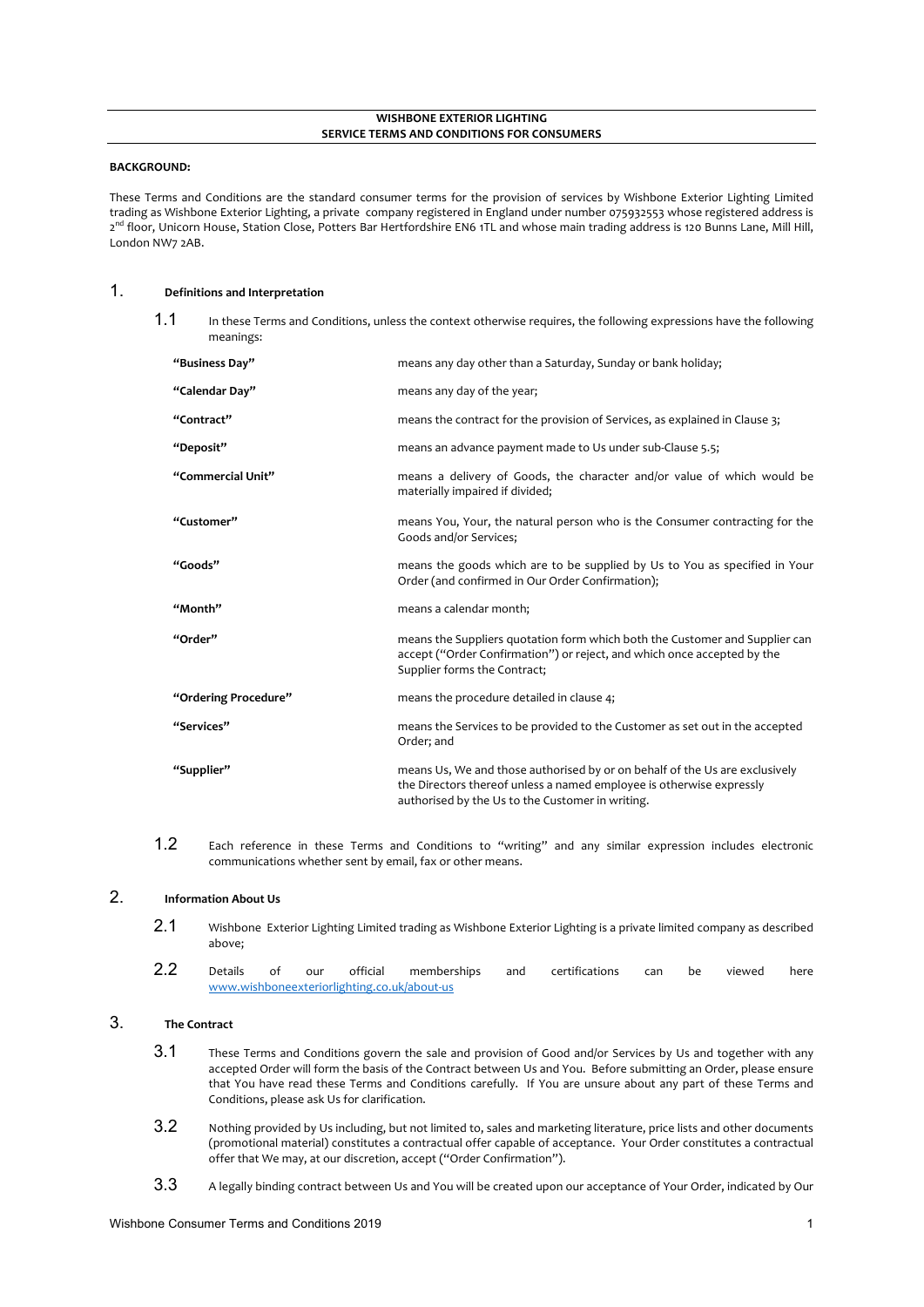# WISHBONE EXTERIOR LIGHTING
# SERVICE TERMS AND CONDITIONS FOR CONSUMERS

**BACKGROUND:**

These Terms and Conditions are the standard consumer terms for the provision of services by Wishbone Exterior Lighting Limited trading as Wishbone Exterior Lighting, a private company registered in England under number 075932553 whose registered address is 2nd floor, Unicorn House, Station Close, Potters Bar Hertfordshire EN6 1TL and whose main trading address is 120 Bunns Lane, Mill Hill, London NW7 2AB.

## 1. Definitions and Interpretation

1.1 In these Terms and Conditions, unless the context otherwise requires, the following expressions have the following meanings:

| | |
|---|---|
| **"Business Day"** | means any day other than a Saturday, Sunday or bank holiday; |
| **"Calendar Day"** | means any day of the year; |
| **"Contract"** | means the contract for the provision of Services, as explained in Clause 3; |
| **"Deposit"** | means an advance payment made to Us under sub-Clause 5.5; |
| **"Commercial Unit"** | means a delivery of Goods, the character and/or value of which would be materially impaired if divided; |
| **"Customer"** | means You, Your, the natural person who is the Consumer contracting for the Goods and/or Services; |
| **"Goods"** | means the goods which are to be supplied by Us to You as specified in Your Order (and confirmed in Our Order Confirmation); |
| **"Month"** | means a calendar month; |
| **"Order"** | means the Suppliers quotation form which both the Customer and Supplier can accept ("Order Confirmation") or reject, and which once accepted by the Supplier forms the Contract; |
| **"Ordering Procedure"** | means the procedure detailed in clause 4; |
| **"Services"** | means the Services to be provided to the Customer as set out in the accepted Order; and |
| **"Supplier"** | means Us, We and those authorised by or on behalf of the Us are exclusively the Directors thereof unless a named employee is otherwise expressly authorised by the Us to the Customer in writing. |

1.2 Each reference in these Terms and Conditions to "writing" and any similar expression includes electronic communications whether sent by email, fax or other means.

## 2. Information About Us

2.1 Wishbone Exterior Lighting Limited trading as Wishbone Exterior Lighting is a private limited company as described above;

2.2 Details of our official memberships and certifications can be viewed here [www.wishboneexteriorlighting.co.uk/about-us](www.wishboneexteriorlighting.co.uk/about-us)

## 3. The Contract

3.1 These Terms and Conditions govern the sale and provision of Good and/or Services by Us and together with any accepted Order will form the basis of the Contract between Us and You. Before submitting an Order, please ensure that You have read these Terms and Conditions carefully. If You are unsure about any part of these Terms and Conditions, please ask Us for clarification.

3.2 Nothing provided by Us including, but not limited to, sales and marketing literature, price lists and other documents (promotional material) constitutes a contractual offer capable of acceptance. Your Order constitutes a contractual offer that We may, at our discretion, accept ("Order Confirmation").

3.3 A legally binding contract between Us and You will be created upon our acceptance of Your Order, indicated by Our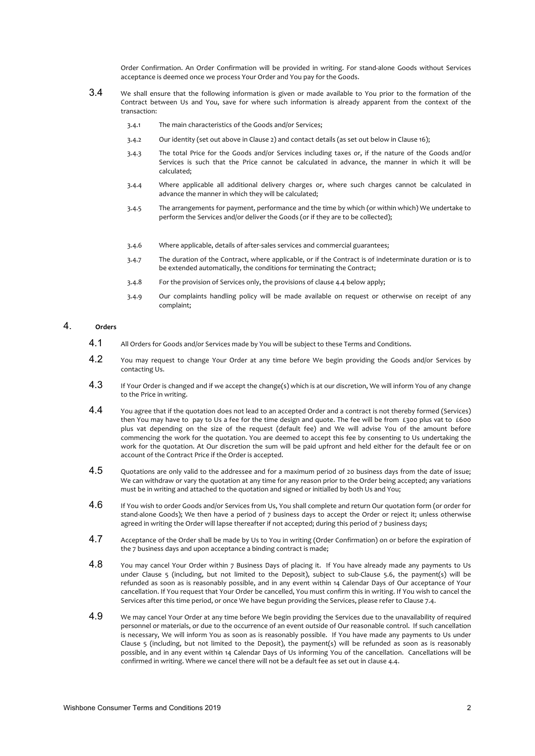Order Confirmation. An Order Confirmation will be provided in writing. For stand-alone Goods without Services acceptance is deemed once we process Your Order and You pay for the Goods.

3.4 We shall ensure that the following information is given or made available to You prior to the formation of the Contract between Us and You, save for where such information is already apparent from the context of the transaction:

3.4.1 The main characteristics of the Goods and/or Services;

3.4.2 Our identity (set out above in Clause 2) and contact details (as set out below in Clause 16);

3.4.3 The total Price for the Goods and/or Services including taxes or, if the nature of the Goods and/or Services is such that the Price cannot be calculated in advance, the manner in which it will be calculated;

3.4.4 Where applicable all additional delivery charges or, where such charges cannot be calculated in advance the manner in which they will be calculated;

3.4.5 The arrangements for payment, performance and the time by which (or within which) We undertake to perform the Services and/or deliver the Goods (or if they are to be collected);

3.4.6 Where applicable, details of after-sales services and commercial guarantees;

3.4.7 The duration of the Contract, where applicable, or if the Contract is of indeterminate duration or is to be extended automatically, the conditions for terminating the Contract;

3.4.8 For the provision of Services only, the provisions of clause 4.4 below apply;

3.4.9 Our complaints handling policy will be made available on request or otherwise on receipt of any complaint;

## 4. Orders

4.1 All Orders for Goods and/or Services made by You will be subject to these Terms and Conditions.

4.2 You may request to change Your Order at any time before We begin providing the Goods and/or Services by contacting Us.

4.3 If Your Order is changed and if we accept the change(s) which is at our discretion, We will inform You of any change to the Price in writing.

4.4 You agree that if the quotation does not lead to an accepted Order and a contract is not thereby formed (Services) then You may have to pay to Us a fee for the time design and quote. The fee will be from £300 plus vat to £600 plus vat depending on the size of the request (default fee) and We will advise You of the amount before commencing the work for the quotation. You are deemed to accept this fee by consenting to Us undertaking the work for the quotation. At Our discretion the sum will be paid upfront and held either for the default fee or on account of the Contract Price if the Order is accepted.

4.5 Quotations are only valid to the addressee and for a maximum period of 20 business days from the date of issue; We can withdraw or vary the quotation at any time for any reason prior to the Order being accepted; any variations must be in writing and attached to the quotation and signed or initialled by both Us and You;

4.6 If You wish to order Goods and/or Services from Us, You shall complete and return Our quotation form (or order for stand-alone Goods); We then have a period of 7 business days to accept the Order or reject it; unless otherwise agreed in writing the Order will lapse thereafter if not accepted; during this period of 7 business days;

4.7 Acceptance of the Order shall be made by Us to You in writing (Order Confirmation) on or before the expiration of the 7 business days and upon acceptance a binding contract is made;

4.8 You may cancel Your Order within 7 Business Days of placing it. If You have already made any payments to Us under Clause 5 (including, but not limited to the Deposit), subject to sub-Clause 5.6, the payment(s) will be refunded as soon as is reasonably possible, and in any event within 14 Calendar Days of Our acceptance of Your cancellation. If You request that Your Order be cancelled, You must confirm this in writing. If You wish to cancel the Services after this time period, or once We have begun providing the Services, please refer to Clause 7.4.

4.9 We may cancel Your Order at any time before We begin providing the Services due to the unavailability of required personnel or materials, or due to the occurrence of an event outside of Our reasonable control. If such cancellation is necessary, We will inform You as soon as is reasonably possible. If You have made any payments to Us under Clause 5 (including, but not limited to the Deposit), the payment(s) will be refunded as soon as is reasonably possible, and in any event within 14 Calendar Days of Us informing You of the cancellation. Cancellations will be confirmed in writing. Where we cancel there will not be a default fee as set out in clause 4.4.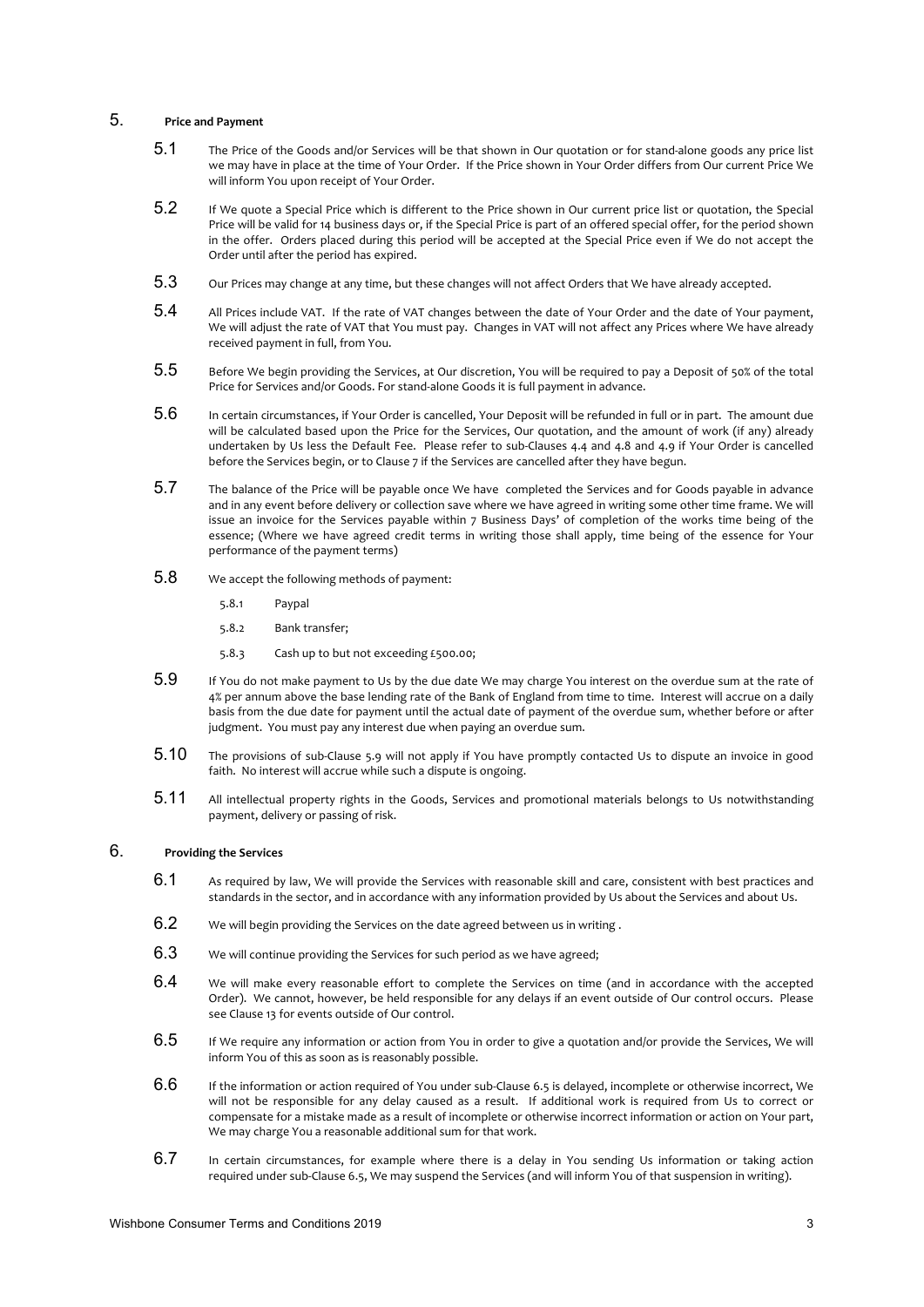## 5. Price and Payment

5.1 The Price of the Goods and/or Services will be that shown in Our quotation or for stand-alone goods any price list we may have in place at the time of Your Order. If the Price shown in Your Order differs from Our current Price We will inform You upon receipt of Your Order.

5.2 If We quote a Special Price which is different to the Price shown in Our current price list or quotation, the Special Price will be valid for 14 business days or, if the Special Price is part of an offered special offer, for the period shown in the offer. Orders placed during this period will be accepted at the Special Price even if We do not accept the Order until after the period has expired.

5.3 Our Prices may change at any time, but these changes will not affect Orders that We have already accepted.

5.4 All Prices include VAT. If the rate of VAT changes between the date of Your Order and the date of Your payment, We will adjust the rate of VAT that You must pay. Changes in VAT will not affect any Prices where We have already received payment in full, from You.

5.5 Before We begin providing the Services, at Our discretion, You will be required to pay a Deposit of 50% of the total Price for Services and/or Goods. For stand-alone Goods it is full payment in advance.

5.6 In certain circumstances, if Your Order is cancelled, Your Deposit will be refunded in full or in part. The amount due will be calculated based upon the Price for the Services, Our quotation, and the amount of work (if any) already undertaken by Us less the Default Fee. Please refer to sub-Clauses 4.4 and 4.8 and 4.9 if Your Order is cancelled before the Services begin, or to Clause 7 if the Services are cancelled after they have begun.

5.7 The balance of the Price will be payable once We have completed the Services and for Goods payable in advance and in any event before delivery or collection save where we have agreed in writing some other time frame. We will issue an invoice for the Services payable within 7 Business Days' of completion of the works time being of the essence; (Where we have agreed credit terms in writing those shall apply, time being of the essence for Your performance of the payment terms)

5.8 We accept the following methods of payment:

- 5.8.1 Paypal
- 5.8.2 Bank transfer;
- 5.8.3 Cash up to but not exceeding £500.00;

5.9 If You do not make payment to Us by the due date We may charge You interest on the overdue sum at the rate of 4% per annum above the base lending rate of the Bank of England from time to time. Interest will accrue on a daily basis from the due date for payment until the actual date of payment of the overdue sum, whether before or after judgment. You must pay any interest due when paying an overdue sum.

5.10 The provisions of sub-Clause 5.9 will not apply if You have promptly contacted Us to dispute an invoice in good faith. No interest will accrue while such a dispute is ongoing.

5.11 All intellectual property rights in the Goods, Services and promotional materials belongs to Us notwithstanding payment, delivery or passing of risk.

## 6. Providing the Services

6.1 As required by law, We will provide the Services with reasonable skill and care, consistent with best practices and standards in the sector, and in accordance with any information provided by Us about the Services and about Us.

6.2 We will begin providing the Services on the date agreed between us in writing .

6.3 We will continue providing the Services for such period as we have agreed;

6.4 We will make every reasonable effort to complete the Services on time (and in accordance with the accepted Order). We cannot, however, be held responsible for any delays if an event outside of Our control occurs. Please see Clause 13 for events outside of Our control.

6.5 If We require any information or action from You in order to give a quotation and/or provide the Services, We will inform You of this as soon as is reasonably possible.

6.6 If the information or action required of You under sub-Clause 6.5 is delayed, incomplete or otherwise incorrect, We will not be responsible for any delay caused as a result. If additional work is required from Us to correct or compensate for a mistake made as a result of incomplete or otherwise incorrect information or action on Your part, We may charge You a reasonable additional sum for that work.

6.7 In certain circumstances, for example where there is a delay in You sending Us information or taking action required under sub-Clause 6.5, We may suspend the Services (and will inform You of that suspension in writing).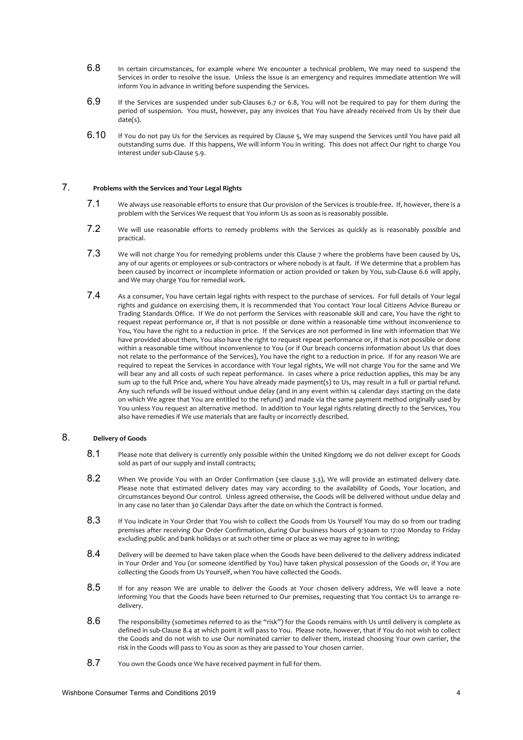6.8 In certain circumstances, for example where We encounter a technical problem, We may need to suspend the Services in order to resolve the issue. Unless the issue is an emergency and requires immediate attention We will inform You in advance in writing before suspending the Services.

6.9 If the Services are suspended under sub-Clauses 6.7 or 6.8, You will not be required to pay for them during the period of suspension. You must, however, pay any invoices that You have already received from Us by their due date(s).

6.10 If You do not pay Us for the Services as required by Clause 5, We may suspend the Services until You have paid all outstanding sums due. If this happens, We will inform You in writing. This does not affect Our right to charge You interest under sub-Clause 5.9.

## 7. Problems with the Services and Your Legal Rights

7.1 We always use reasonable efforts to ensure that Our provision of the Services is trouble-free. If, however, there is a problem with the Services We request that You inform Us as soon as is reasonably possible.

7.2 We will use reasonable efforts to remedy problems with the Services as quickly as is reasonably possible and practical.

7.3 We will not charge You for remedying problems under this Clause 7 where the problems have been caused by Us, any of our agents or employees or sub-contractors or where nobody is at fault. If We determine that a problem has been caused by incorrect or incomplete information or action provided or taken by You, sub-Clause 6.6 will apply, and We may charge You for remedial work.

7.4 As a consumer, You have certain legal rights with respect to the purchase of services. For full details of Your legal rights and guidance on exercising them, it is recommended that You contact Your local Citizens Advice Bureau or Trading Standards Office. If We do not perform the Services with reasonable skill and care, You have the right to request repeat performance or, if that is not possible or done within a reasonable time without inconvenience to You, You have the right to a reduction in price. If the Services are not performed in line with information that We have provided about them, You also have the right to request repeat performance or, if that is not possible or done within a reasonable time without inconvenience to You (or if Our breach concerns information about Us that does not relate to the performance of the Services), You have the right to a reduction in price. If for any reason We are required to repeat the Services in accordance with Your legal rights, We will not charge You for the same and We will bear any and all costs of such repeat performance. In cases where a price reduction applies, this may be any sum up to the full Price and, where You have already made payment(s) to Us, may result in a full or partial refund. Any such refunds will be issued without undue delay (and in any event within 14 calendar days starting on the date on which We agree that You are entitled to the refund) and made via the same payment method originally used by You unless You request an alternative method. In addition to Your legal rights relating directly to the Services, You also have remedies if We use materials that are faulty or incorrectly described.

## 8. Delivery of Goods

8.1 Please note that delivery is currently only possible within the United Kingdom**;** we do not deliver except for Goods sold as part of our supply and install contracts;

8.2 When We provide You with an Order Confirmation (see clause 3.3), We will provide an estimated delivery date. Please note that estimated delivery dates may vary according to the availability of Goods, Your location, and circumstances beyond Our control. Unless agreed otherwise, the Goods will be delivered without undue delay and in any case no later than 30 Calendar Days after the date on which the Contract is formed.

8.3 If You indicate in Your Order that You wish to collect the Goods from Us Yourself You may do so from our trading premises after receiving Our Order Confirmation, during Our business hours of 9:30am to 17:00 Monday to Friday excluding public and bank holidays or at such other time or place as we may agree to in writing;

8.4 Delivery will be deemed to have taken place when the Goods have been delivered to the delivery address indicated in Your Order and You (or someone identified by You) have taken physical possession of the Goods or, if You are collecting the Goods from Us Yourself, when You have collected the Goods.

8.5 If for any reason We are unable to deliver the Goods at Your chosen delivery address, We will leave a note informing You that the Goods have been returned to Our premises, requesting that You contact Us to arrange re-delivery.

8.6 The responsibility (sometimes referred to as the "risk") for the Goods remains with Us until delivery is complete as defined in sub-Clause 8.4 at which point it will pass to You. Please note, however, that if You do not wish to collect the Goods and do not wish to use Our nominated carrier to deliver them, instead choosing Your own carrier, the risk in the Goods will pass to You as soon as they are passed to Your chosen carrier.

8.7 You own the Goods once We have received payment in full for them.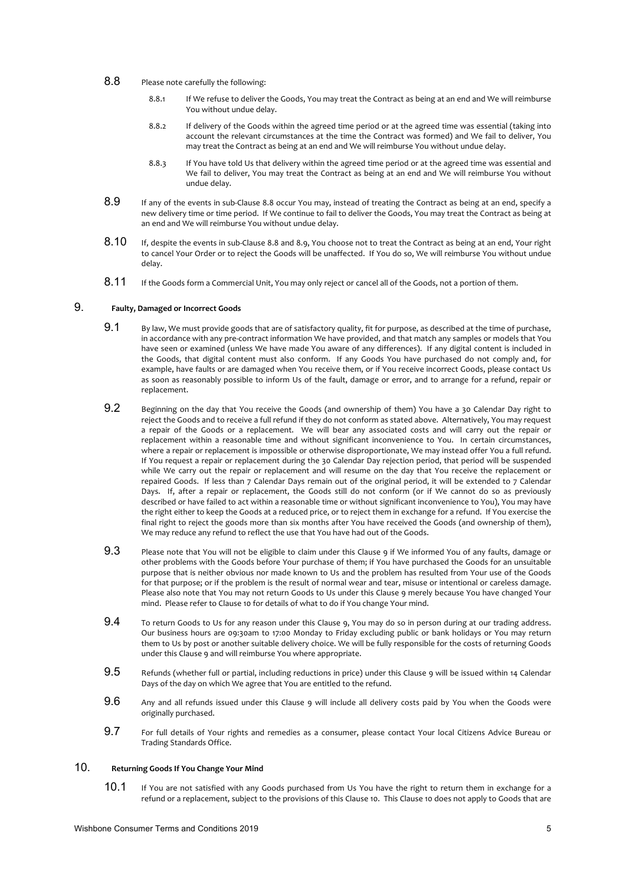8.8 Please note carefully the following:

8.8.1 If We refuse to deliver the Goods, You may treat the Contract as being at an end and We will reimburse You without undue delay.

8.8.2 If delivery of the Goods within the agreed time period or at the agreed time was essential (taking into account the relevant circumstances at the time the Contract was formed) and We fail to deliver, You may treat the Contract as being at an end and We will reimburse You without undue delay.

8.8.3 If You have told Us that delivery within the agreed time period or at the agreed time was essential and We fail to deliver, You may treat the Contract as being at an end and We will reimburse You without undue delay.

8.9 If any of the events in sub-Clause 8.8 occur You may, instead of treating the Contract as being at an end, specify a new delivery time or time period. If We continue to fail to deliver the Goods, You may treat the Contract as being at an end and We will reimburse You without undue delay.

8.10 If, despite the events in sub-Clause 8.8 and 8.9, You choose not to treat the Contract as being at an end, Your right to cancel Your Order or to reject the Goods will be unaffected. If You do so, We will reimburse You without undue delay.

8.11 If the Goods form a Commercial Unit, You may only reject or cancel all of the Goods, not a portion of them.

## 9. Faulty, Damaged or Incorrect Goods

9.1 By law, We must provide goods that are of satisfactory quality, fit for purpose, as described at the time of purchase, in accordance with any pre-contract information We have provided, and that match any samples or models that You have seen or examined (unless We have made You aware of any differences). If any digital content is included in the Goods, that digital content must also conform. If any Goods You have purchased do not comply and, for example, have faults or are damaged when You receive them, or if You receive incorrect Goods, please contact Us as soon as reasonably possible to inform Us of the fault, damage or error, and to arrange for a refund, repair or replacement.

9.2 Beginning on the day that You receive the Goods (and ownership of them) You have a 30 Calendar Day right to reject the Goods and to receive a full refund if they do not conform as stated above. Alternatively, You may request a repair of the Goods or a replacement. We will bear any associated costs and will carry out the repair or replacement within a reasonable time and without significant inconvenience to You. In certain circumstances, where a repair or replacement is impossible or otherwise disproportionate, We may instead offer You a full refund. If You request a repair or replacement during the 30 Calendar Day rejection period, that period will be suspended while We carry out the repair or replacement and will resume on the day that You receive the replacement or repaired Goods. If less than 7 Calendar Days remain out of the original period, it will be extended to 7 Calendar Days. If, after a repair or replacement, the Goods still do not conform (or if We cannot do so as previously described or have failed to act within a reasonable time or without significant inconvenience to You), You may have the right either to keep the Goods at a reduced price, or to reject them in exchange for a refund. If You exercise the final right to reject the goods more than six months after You have received the Goods (and ownership of them), We may reduce any refund to reflect the use that You have had out of the Goods.

9.3 Please note that You will not be eligible to claim under this Clause 9 if We informed You of any faults, damage or other problems with the Goods before Your purchase of them; if You have purchased the Goods for an unsuitable purpose that is neither obvious nor made known to Us and the problem has resulted from Your use of the Goods for that purpose; or if the problem is the result of normal wear and tear, misuse or intentional or careless damage. Please also note that You may not return Goods to Us under this Clause 9 merely because You have changed Your mind. Please refer to Clause 10 for details of what to do if You change Your mind.

9.4 To return Goods to Us for any reason under this Clause 9, You may do so in person during at our trading address. Our business hours are 09:30am to 17:00 Monday to Friday excluding public or bank holidays or You may return them to Us by post or another suitable delivery choice. We will be fully responsible for the costs of returning Goods under this Clause 9 and will reimburse You where appropriate.

9.5 Refunds (whether full or partial, including reductions in price) under this Clause 9 will be issued within 14 Calendar Days of the day on which We agree that You are entitled to the refund.

9.6 Any and all refunds issued under this Clause 9 will include all delivery costs paid by You when the Goods were originally purchased.

9.7 For full details of Your rights and remedies as a consumer, please contact Your local Citizens Advice Bureau or Trading Standards Office.

## 10. Returning Goods If You Change Your Mind

10.1 If You are not satisfied with any Goods purchased from Us You have the right to return them in exchange for a refund or a replacement, subject to the provisions of this Clause 10. This Clause 10 does not apply to Goods that are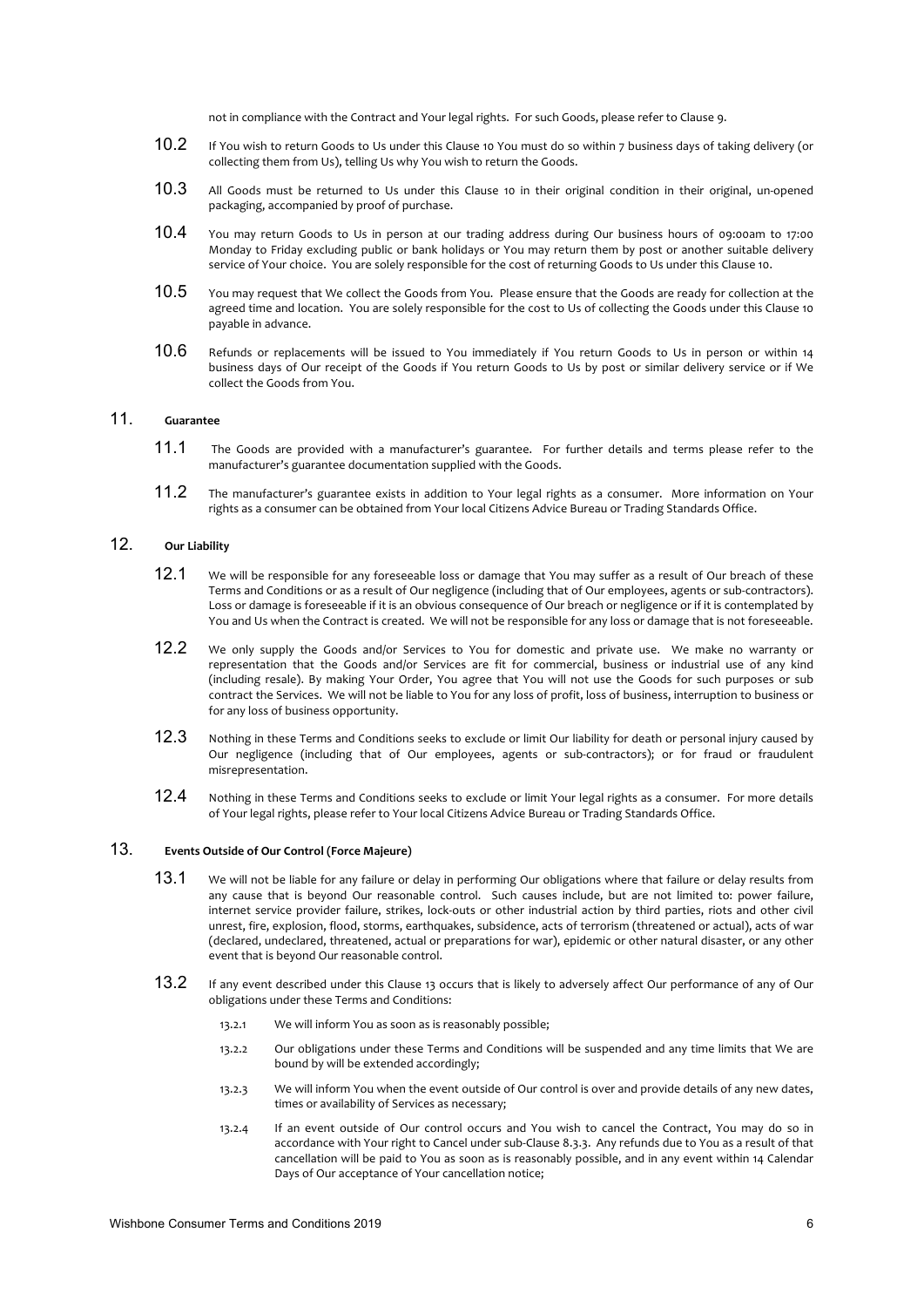not in compliance with the Contract and Your legal rights. For such Goods, please refer to Clause 9.

10.2 If You wish to return Goods to Us under this Clause 10 You must do so within 7 business days of taking delivery (or collecting them from Us), telling Us why You wish to return the Goods.

10.3 All Goods must be returned to Us under this Clause 10 in their original condition in their original, un-opened packaging, accompanied by proof of purchase.

10.4 You may return Goods to Us in person at our trading address during Our business hours of 09:00am to 17:00 Monday to Friday excluding public or bank holidays or You may return them by post or another suitable delivery service of Your choice. You are solely responsible for the cost of returning Goods to Us under this Clause 10.

10.5 You may request that We collect the Goods from You. Please ensure that the Goods are ready for collection at the agreed time and location. You are solely responsible for the cost to Us of collecting the Goods under this Clause 10 payable in advance.

10.6 Refunds or replacements will be issued to You immediately if You return Goods to Us in person or within 14 business days of Our receipt of the Goods if You return Goods to Us by post or similar delivery service or if We collect the Goods from You.

## 11. Guarantee

11.1 The Goods are provided with a manufacturer's guarantee. For further details and terms please refer to the manufacturer's guarantee documentation supplied with the Goods.

11.2 The manufacturer's guarantee exists in addition to Your legal rights as a consumer. More information on Your rights as a consumer can be obtained from Your local Citizens Advice Bureau or Trading Standards Office.

## 12. Our Liability

12.1 We will be responsible for any foreseeable loss or damage that You may suffer as a result of Our breach of these Terms and Conditions or as a result of Our negligence (including that of Our employees, agents or sub-contractors). Loss or damage is foreseeable if it is an obvious consequence of Our breach or negligence or if it is contemplated by You and Us when the Contract is created. We will not be responsible for any loss or damage that is not foreseeable.

12.2 We only supply the Goods and/or Services to You for domestic and private use. We make no warranty or representation that the Goods and/or Services are fit for commercial, business or industrial use of any kind (including resale). By making Your Order, You agree that You will not use the Goods for such purposes or sub contract the Services. We will not be liable to You for any loss of profit, loss of business, interruption to business or for any loss of business opportunity.

12.3 Nothing in these Terms and Conditions seeks to exclude or limit Our liability for death or personal injury caused by Our negligence (including that of Our employees, agents or sub-contractors); or for fraud or fraudulent misrepresentation.

12.4 Nothing in these Terms and Conditions seeks to exclude or limit Your legal rights as a consumer. For more details of Your legal rights, please refer to Your local Citizens Advice Bureau or Trading Standards Office.

## 13. Events Outside of Our Control (Force Majeure)

13.1 We will not be liable for any failure or delay in performing Our obligations where that failure or delay results from any cause that is beyond Our reasonable control. Such causes include, but are not limited to: power failure, internet service provider failure, strikes, lock-outs or other industrial action by third parties, riots and other civil unrest, fire, explosion, flood, storms, earthquakes, subsidence, acts of terrorism (threatened or actual), acts of war (declared, undeclared, threatened, actual or preparations for war), epidemic or other natural disaster, or any other event that is beyond Our reasonable control.

13.2 If any event described under this Clause 13 occurs that is likely to adversely affect Our performance of any of Our obligations under these Terms and Conditions:

13.2.1 We will inform You as soon as is reasonably possible;

13.2.2 Our obligations under these Terms and Conditions will be suspended and any time limits that We are bound by will be extended accordingly;

13.2.3 We will inform You when the event outside of Our control is over and provide details of any new dates, times or availability of Services as necessary;

13.2.4 If an event outside of Our control occurs and You wish to cancel the Contract, You may do so in accordance with Your right to Cancel under sub-Clause 8.3.3. Any refunds due to You as a result of that cancellation will be paid to You as soon as is reasonably possible, and in any event within 14 Calendar Days of Our acceptance of Your cancellation notice;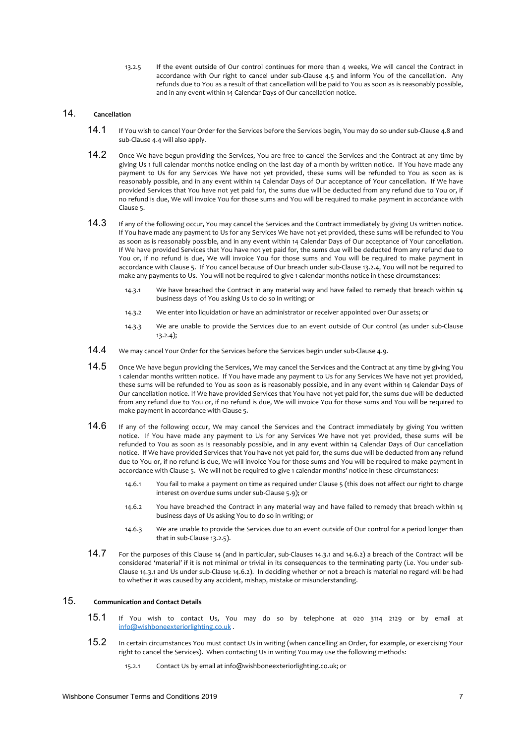13.2.5 If the event outside of Our control continues for more than 4 weeks, We will cancel the Contract in accordance with Our right to cancel under sub-Clause 4.5 and inform You of the cancellation. Any refunds due to You as a result of that cancellation will be paid to You as soon as is reasonably possible, and in any event within 14 Calendar Days of Our cancellation notice.

## 14. Cancellation

14.1 If You wish to cancel Your Order for the Services before the Services begin, You may do so under sub-Clause 4.8 and sub-Clause 4.4 will also apply.

14.2 Once We have begun providing the Services, You are free to cancel the Services and the Contract at any time by giving Us 1 full calendar months notice ending on the last day of a month by written notice. If You have made any payment to Us for any Services We have not yet provided, these sums will be refunded to You as soon as is reasonably possible, and in any event within 14 Calendar Days of Our acceptance of Your cancellation. If We have provided Services that You have not yet paid for, the sums due will be deducted from any refund due to You or, if no refund is due, We will invoice You for those sums and You will be required to make payment in accordance with Clause 5.

14.3 If any of the following occur, You may cancel the Services and the Contract immediately by giving Us written notice. If You have made any payment to Us for any Services We have not yet provided, these sums will be refunded to You as soon as is reasonably possible, and in any event within 14 Calendar Days of Our acceptance of Your cancellation. If We have provided Services that You have not yet paid for, the sums due will be deducted from any refund due to You or, if no refund is due, We will invoice You for those sums and You will be required to make payment in accordance with Clause 5. If You cancel because of Our breach under sub-Clause 13.2.4, You will not be required to make any payments to Us. You will not be required to give 1 calendar months notice in these circumstances:

14.3.1 We have breached the Contract in any material way and have failed to remedy that breach within 14 business days of You asking Us to do so in writing; or

14.3.2 We enter into liquidation or have an administrator or receiver appointed over Our assets; or

14.3.3 We are unable to provide the Services due to an event outside of Our control (as under sub-Clause 13.2.4);

14.4 We may cancel Your Order for the Services before the Services begin under sub-Clause 4.9.

14.5 Once We have begun providing the Services, We may cancel the Services and the Contract at any time by giving You 1 calendar months notice. If You have made any payment to Us for any Services We have not yet provided, these sums will be refunded to You as soon as is reasonably possible, and in any event within 14 Calendar Days of Our cancellation notice. If We have provided Services that You have not yet paid for, the sums due will be deducted from any refund due to You or, if no refund is due, We will invoice You for those sums and You will be required to make payment in accordance with Clause 5.

14.6 If any of the following occur, We may cancel the Services and the Contract immediately by giving You written notice. If You have made any payment to Us for any Services We have not yet provided, these sums will be refunded to You as soon as is reasonably possible, and in any event within 14 Calendar Days of Our cancellation notice. If We have provided Services that You have not yet paid for, the sums due will be deducted from any refund due to You or, if no refund is due, We will invoice You for those sums and You will be required to make payment in accordance with Clause 5. We will not be required to give 1 calendar months' notice in these circumstances:

14.6.1 You fail to make a payment on time as required under Clause 5 (this does not affect our right to charge interest on overdue sums under sub-Clause 5.9); or

14.6.2 You have breached the Contract in any material way and have failed to remedy that breach within 14 business days of Us asking You to do so in writing; or

14.6.3 We are unable to provide the Services due to an event outside of Our control for a period longer than that in sub-Clause 13.2.5).

14.7 For the purposes of this Clause 14 (and in particular, sub-Clauses 14.3.1 and 14.6.2) a breach of the Contract will be considered 'material' if it is not minimal or trivial in its consequences to the terminating party (i.e. You under sub-Clause 14.3.1 and Us under sub-Clause 14.6.2). In deciding whether or not a breach is material no regard will be had to whether it was caused by any accident, mishap, mistake or misunderstanding.

## 15. Communication and Contact Details

15.1 If You wish to contact Us, You may do so by telephone at 020 3114 2129 or by email at info@wishboneexteriorlighting.co.uk .

15.2 In certain circumstances You must contact Us in writing (when cancelling an Order, for example, or exercising Your right to cancel the Services). When contacting Us in writing You may use the following methods:

15.2.1 Contact Us by email at info@wishboneexteriorlighting.co.uk; or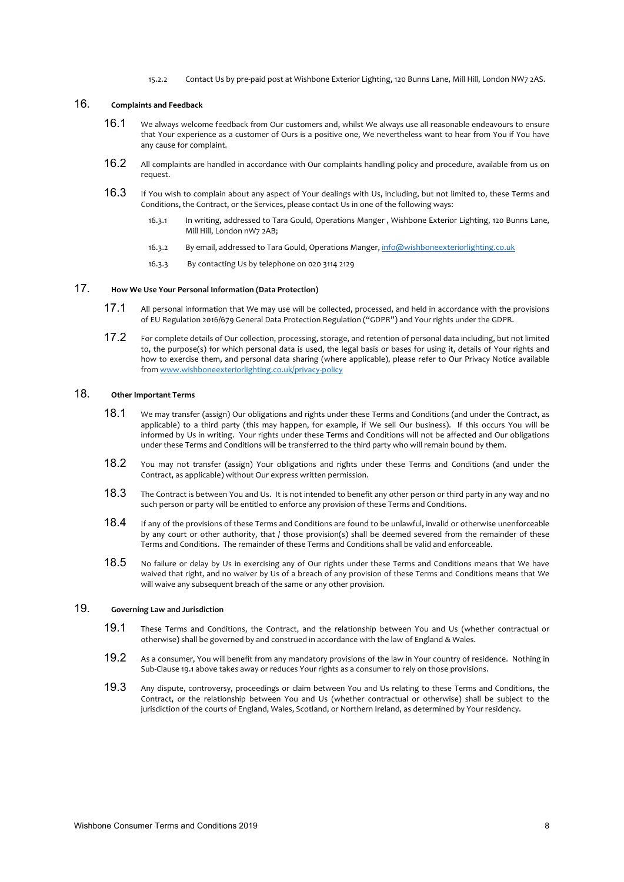15.2.2 Contact Us by pre-paid post at Wishbone Exterior Lighting, 120 Bunns Lane, Mill Hill, London NW7 2AS.

## 16. Complaints and Feedback

16.1 We always welcome feedback from Our customers and, whilst We always use all reasonable endeavours to ensure that Your experience as a customer of Ours is a positive one, We nevertheless want to hear from You if You have any cause for complaint.

16.2 All complaints are handled in accordance with Our complaints handling policy and procedure, available from us on request.

16.3 If You wish to complain about any aspect of Your dealings with Us, including, but not limited to, these Terms and Conditions, the Contract, or the Services, please contact Us in one of the following ways:

16.3.1 In writing, addressed to Tara Gould, Operations Manger , Wishbone Exterior Lighting, 120 Bunns Lane, Mill Hill, London nW7 2AB;

16.3.2 By email, addressed to Tara Gould, Operations Manger, info@wishboneexteriorlighting.co.uk

16.3.3 By contacting Us by telephone on 020 3114 2129

## 17. How We Use Your Personal Information (Data Protection)

17.1 All personal information that We may use will be collected, processed, and held in accordance with the provisions of EU Regulation 2016/679 General Data Protection Regulation ("GDPR") and Your rights under the GDPR.

17.2 For complete details of Our collection, processing, storage, and retention of personal data including, but not limited to, the purpose(s) for which personal data is used, the legal basis or bases for using it, details of Your rights and how to exercise them, and personal data sharing (where applicable), please refer to Our Privacy Notice available from www.wishboneexteriorlighting.co.uk/privacy-policy

## 18. Other Important Terms

18.1 We may transfer (assign) Our obligations and rights under these Terms and Conditions (and under the Contract, as applicable) to a third party (this may happen, for example, if We sell Our business). If this occurs You will be informed by Us in writing. Your rights under these Terms and Conditions will not be affected and Our obligations under these Terms and Conditions will be transferred to the third party who will remain bound by them.

18.2 You may not transfer (assign) Your obligations and rights under these Terms and Conditions (and under the Contract, as applicable) without Our express written permission.

18.3 The Contract is between You and Us. It is not intended to benefit any other person or third party in any way and no such person or party will be entitled to enforce any provision of these Terms and Conditions.

18.4 If any of the provisions of these Terms and Conditions are found to be unlawful, invalid or otherwise unenforceable by any court or other authority, that / those provision(s) shall be deemed severed from the remainder of these Terms and Conditions. The remainder of these Terms and Conditions shall be valid and enforceable.

18.5 No failure or delay by Us in exercising any of Our rights under these Terms and Conditions means that We have waived that right, and no waiver by Us of a breach of any provision of these Terms and Conditions means that We will waive any subsequent breach of the same or any other provision.

## 19. Governing Law and Jurisdiction

19.1 These Terms and Conditions, the Contract, and the relationship between You and Us (whether contractual or otherwise) shall be governed by and construed in accordance with the law of England & Wales.

19.2 As a consumer, You will benefit from any mandatory provisions of the law in Your country of residence. Nothing in Sub-Clause 19.1 above takes away or reduces Your rights as a consumer to rely on those provisions.

19.3 Any dispute, controversy, proceedings or claim between You and Us relating to these Terms and Conditions, the Contract, or the relationship between You and Us (whether contractual or otherwise) shall be subject to the jurisdiction of the courts of England, Wales, Scotland, or Northern Ireland, as determined by Your residency.